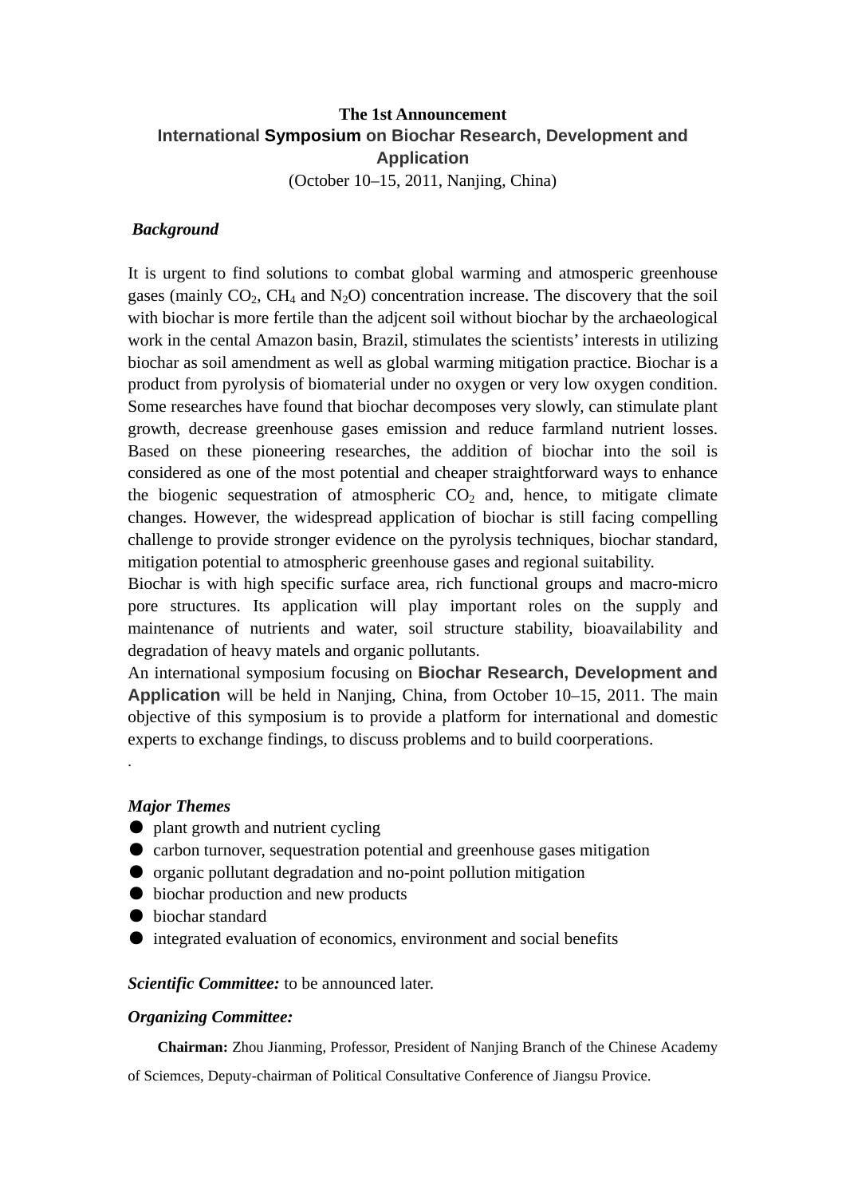**The 1st Announcement**

# International Symposium on Biochar Research, Development and Application

(October 10–15, 2011, Nanjing, China)

***Background***

It is urgent to find solutions to combat global warming and atmosperic greenhouse gases (mainly $CO_2$, $CH_4$ and $N_2O$) concentration increase. The discovery that the soil with biochar is more fertile than the adjcent soil without biochar by the archaeological work in the cental Amazon basin, Brazil, stimulates the scientists' interests in utilizing biochar as soil amendment as well as global warming mitigation practice. Biochar is a product from pyrolysis of biomaterial under no oxygen or very low oxygen condition. Some researches have found that biochar decomposes very slowly, can stimulate plant growth, decrease greenhouse gases emission and reduce farmland nutrient losses. Based on these pioneering researches, the addition of biochar into the soil is considered as one of the most potential and cheaper straightforward ways to enhance the biogenic sequestration of atmospheric $CO_2$ and, hence, to mitigate climate changes. However, the widespread application of biochar is still facing compelling challenge to provide stronger evidence on the pyrolysis techniques, biochar standard, mitigation potential to atmospheric greenhouse gases and regional suitability.

Biochar is with high specific surface area, rich functional groups and macro-micro pore structures. Its application will play important roles on the supply and maintenance of nutrients and water, soil structure stability, bioavailability and degradation of heavy matels and organic pollutants.

An international symposium focusing on **Biochar Research, Development and Application** will be held in Nanjing, China, from October 10–15, 2011. The main objective of this symposium is to provide a platform for international and domestic experts to exchange findings, to discuss problems and to build coorperations.

.

***Major Themes***

- plant growth and nutrient cycling
- carbon turnover, sequestration potential and greenhouse gases mitigation
- organic pollutant degradation and no-point pollution mitigation
- biochar production and new products
- biochar standard
- integrated evaluation of economics, environment and social benefits

***Scientific Committee:*** to be announced later.

***Organizing Committee:***

**Chairman:** Zhou Jianming, Professor, President of Nanjing Branch of the Chinese Academy of Sciemces, Deputy-chairman of Political Consultative Conference of Jiangsu Provice.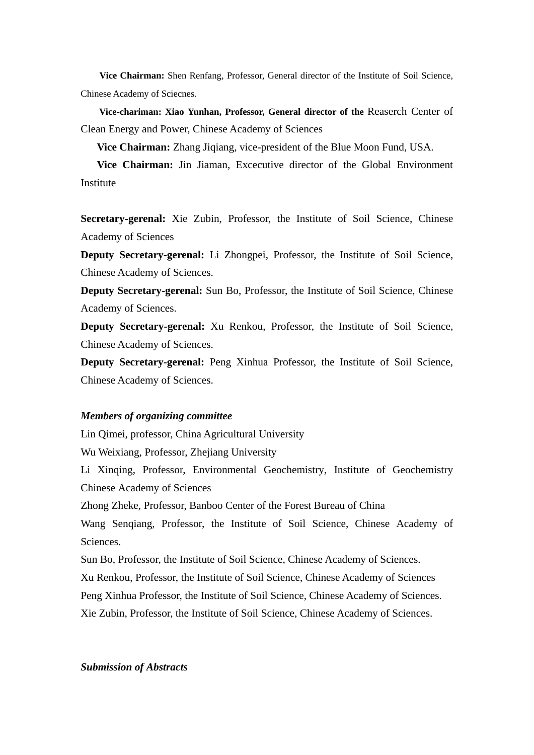**Vice Chairman:** Shen Renfang, Professor, General director of the Institute of Soil Science, Chinese Academy of Sciecnes.

**Vice-chariman: Xiao Yunhan, Professor, General director of the** Reaserch Center of Clean Energy and Power, Chinese Academy of Sciences

**Vice Chairman:** Zhang Jiqiang, vice-president of the Blue Moon Fund, USA.

**Vice Chairman:** Jin Jiaman, Excecutive director of the Global Environment Institute

**Secretary-gerenal:** Xie Zubin, Professor, the Institute of Soil Science, Chinese Academy of Sciences

**Deputy Secretary-gerenal:** Li Zhongpei, Professor, the Institute of Soil Science, Chinese Academy of Sciences.

**Deputy Secretary-gerenal:** Sun Bo, Professor, the Institute of Soil Science, Chinese Academy of Sciences.

**Deputy Secretary-gerenal:** Xu Renkou, Professor, the Institute of Soil Science, Chinese Academy of Sciences.

**Deputy Secretary-gerenal:** Peng Xinhua Professor, the Institute of Soil Science, Chinese Academy of Sciences.

***Members of organizing committee***

Lin Qimei, professor, China Agricultural University

Wu Weixiang, Professor, Zhejiang University

Li Xinqing, Professor, Environmental Geochemistry, Institute of Geochemistry Chinese Academy of Sciences

Zhong Zheke, Professor, Banboo Center of the Forest Bureau of China

Wang Senqiang, Professor, the Institute of Soil Science, Chinese Academy of Sciences.

Sun Bo, Professor, the Institute of Soil Science, Chinese Academy of Sciences.

Xu Renkou, Professor, the Institute of Soil Science, Chinese Academy of Sciences

Peng Xinhua Professor, the Institute of Soil Science, Chinese Academy of Sciences.

Xie Zubin, Professor, the Institute of Soil Science, Chinese Academy of Sciences.

***Submission of Abstracts***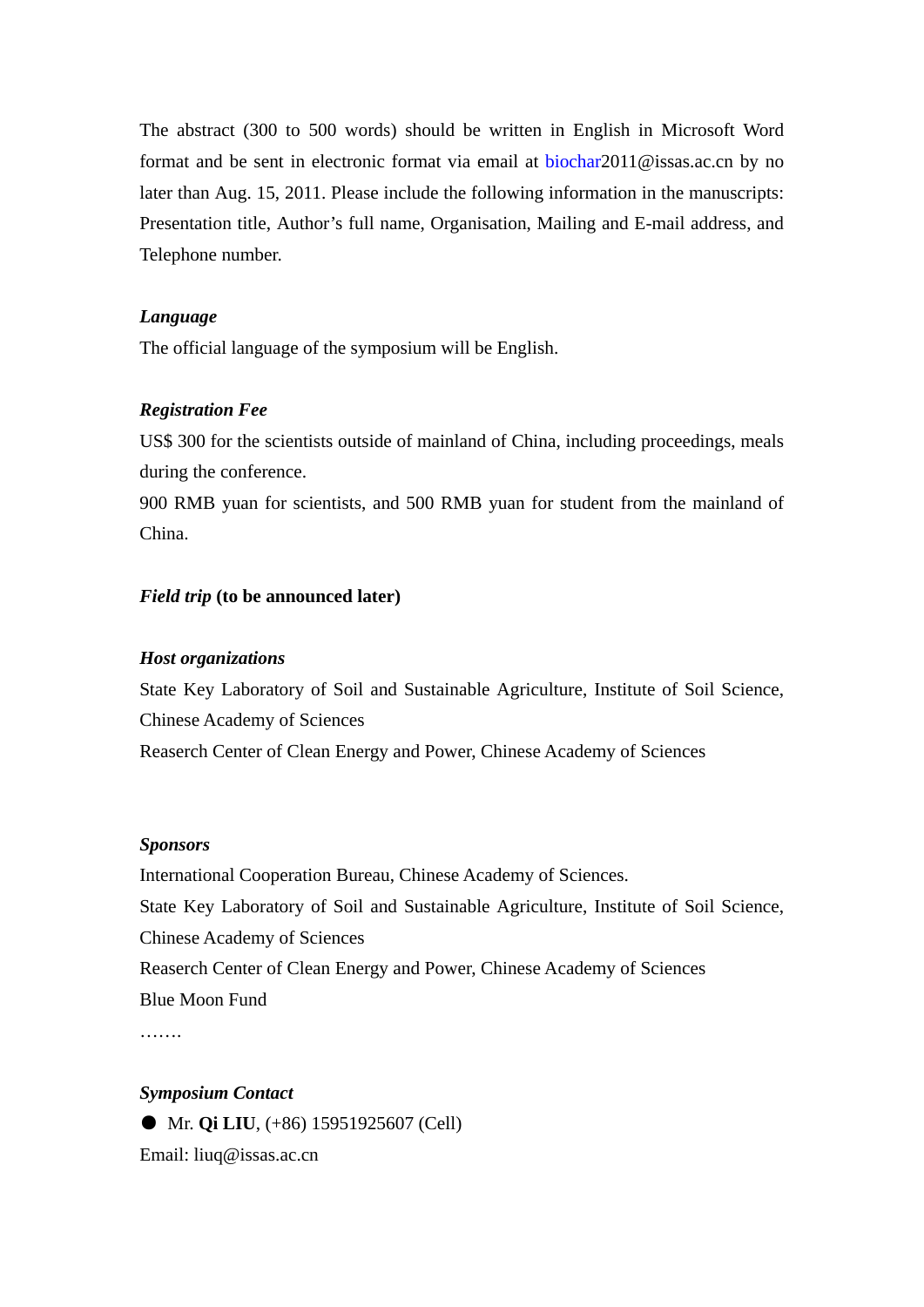The abstract (300 to 500 words) should be written in English in Microsoft Word format and be sent in electronic format via email at biochar2011@issas.ac.cn by no later than Aug. 15, 2011. Please include the following information in the manuscripts: Presentation title, Author's full name, Organisation, Mailing and E-mail address, and Telephone number.

***Language***

The official language of the symposium will be English.

***Registration Fee***

US$ 300 for the scientists outside of mainland of China, including proceedings, meals during the conference.

900 RMB yuan for scientists, and 500 RMB yuan for student from the mainland of China.

***Field trip* (to be announced later)**

***Host organizations***

State Key Laboratory of Soil and Sustainable Agriculture, Institute of Soil Science, Chinese Academy of Sciences

Reaserch Center of Clean Energy and Power, Chinese Academy of Sciences

***Sponsors***

International Cooperation Bureau, Chinese Academy of Sciences.

State Key Laboratory of Soil and Sustainable Agriculture, Institute of Soil Science, Chinese Academy of Sciences

Reaserch Center of Clean Energy and Power, Chinese Academy of Sciences

Blue Moon Fund

…….

***Symposium Contact***

- Mr. **Qi LIU**, (+86) 15951925607 (Cell)

Email: liuq@issas.ac.cn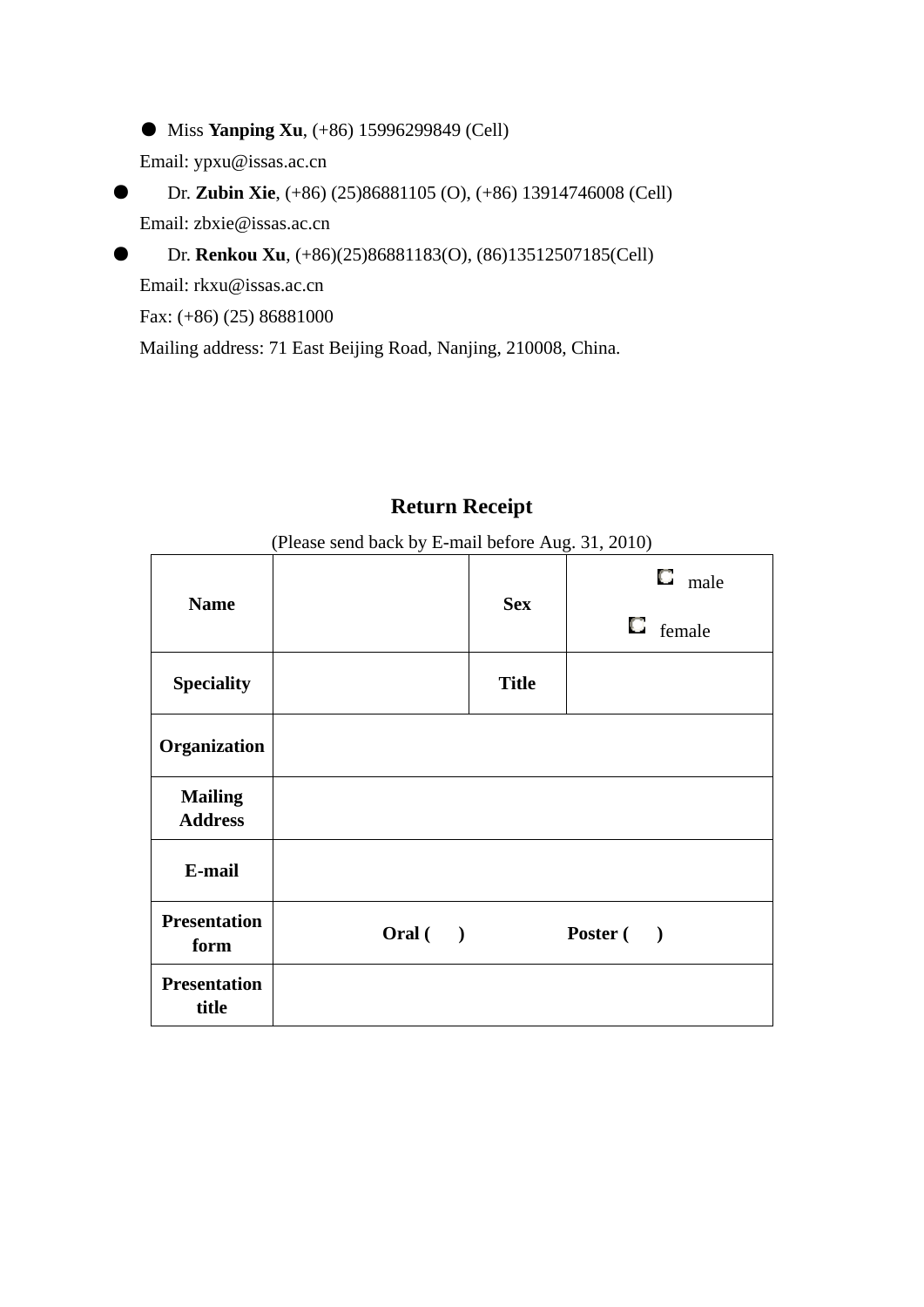- Miss **Yanping Xu**, (+86) 15996299849 (Cell)
  Email: ypxu@issas.ac.cn
- Dr. **Zubin Xie**, (+86) (25)86881105 (O), (+86) 13914746008 (Cell)
  Email: zbxie@issas.ac.cn
- Dr. **Renkou Xu**, (+86)(25)86881183(O), (86)13512507185(Cell)
  Email: rkxu@issas.ac.cn
  Fax: (+86) (25) 86881000
  Mailing address: 71 East Beijing Road, Nanjing, 210008, China.

## Return Receipt

(Please send back by E-mail before Aug. 31, 2010)

| | | | |
|---|---|---|---|
| **Name** | | **Sex** | ☐ male ☐ female |
| **Speciality** | | **Title** | |
| **Organization** | | | |
| **Mailing Address** | | | |
| **E-mail** | | | |
| **Presentation form** | **Oral (     )** | **Poster (     )** | |
| **Presentation title** | | | |